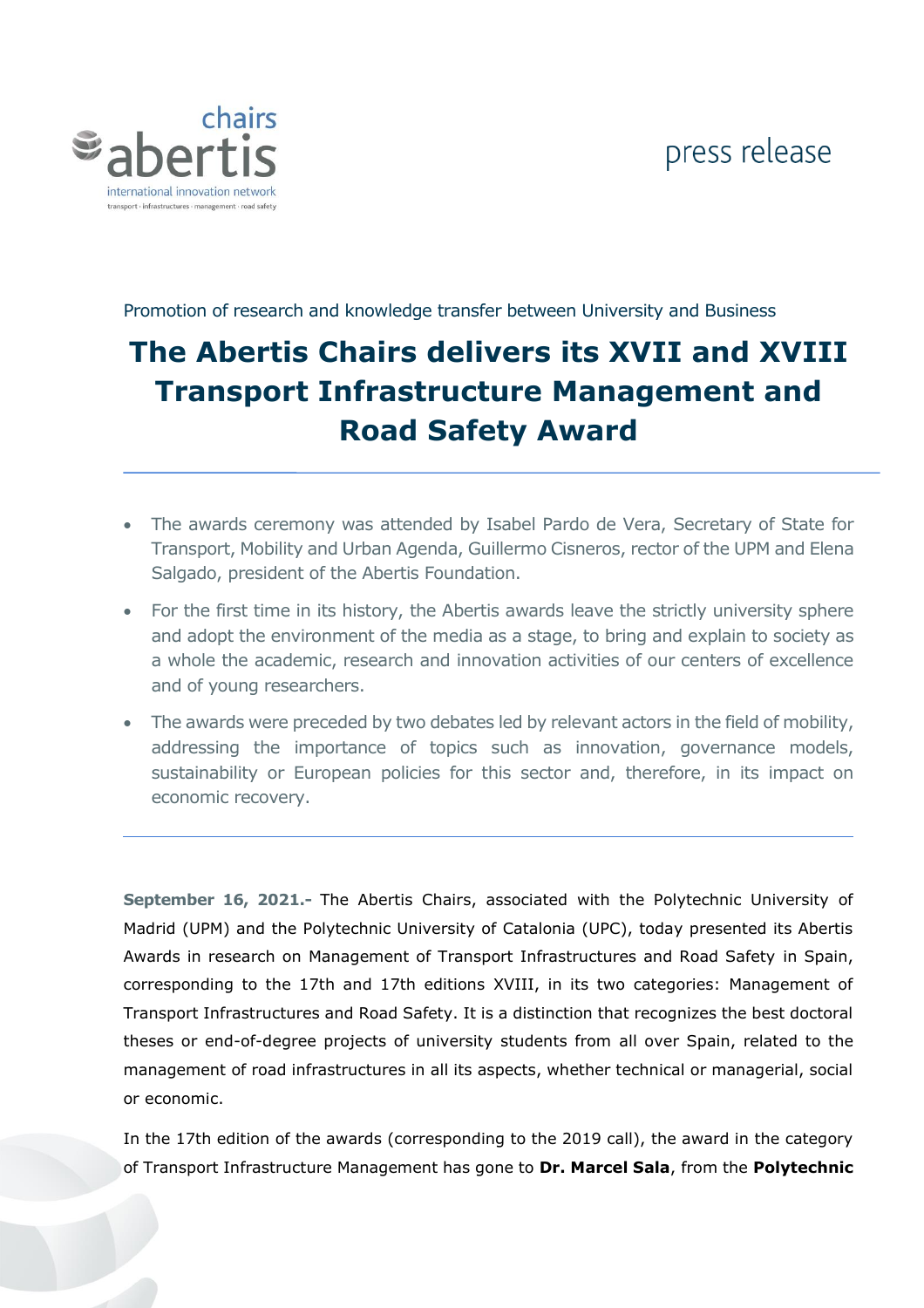chairs abertis
international innovation network
transport · infrastructures · management · road safety

press release

Promotion of research and knowledge transfer between University and Business

# The Abertis Chairs delivers its XVII and XVIII Transport Infrastructure Management and Road Safety Award

- The awards ceremony was attended by Isabel Pardo de Vera, Secretary of State for Transport, Mobility and Urban Agenda, Guillermo Cisneros, rector of the UPM and Elena Salgado, president of the Abertis Foundation.
- For the first time in its history, the Abertis awards leave the strictly university sphere and adopt the environment of the media as a stage, to bring and explain to society as a whole the academic, research and innovation activities of our centers of excellence and of young researchers.
- The awards were preceded by two debates led by relevant actors in the field of mobility, addressing the importance of topics such as innovation, governance models, sustainability or European policies for this sector and, therefore, in its impact on economic recovery.

---

**September 16, 2021.-** The Abertis Chairs, associated with the Polytechnic University of Madrid (UPM) and the Polytechnic University of Catalonia (UPC), today presented its Abertis Awards in research on Management of Transport Infrastructures and Road Safety in Spain, corresponding to the 17th and 17th editions XVIII, in its two categories: Management of Transport Infrastructures and Road Safety. It is a distinction that recognizes the best doctoral theses or end-of-degree projects of university students from all over Spain, related to the management of road infrastructures in all its aspects, whether technical or managerial, social or economic.

In the 17th edition of the awards (corresponding to the 2019 call), the award in the category of Transport Infrastructure Management has gone to **Dr. Marcel Sala**, from the **Polytechnic**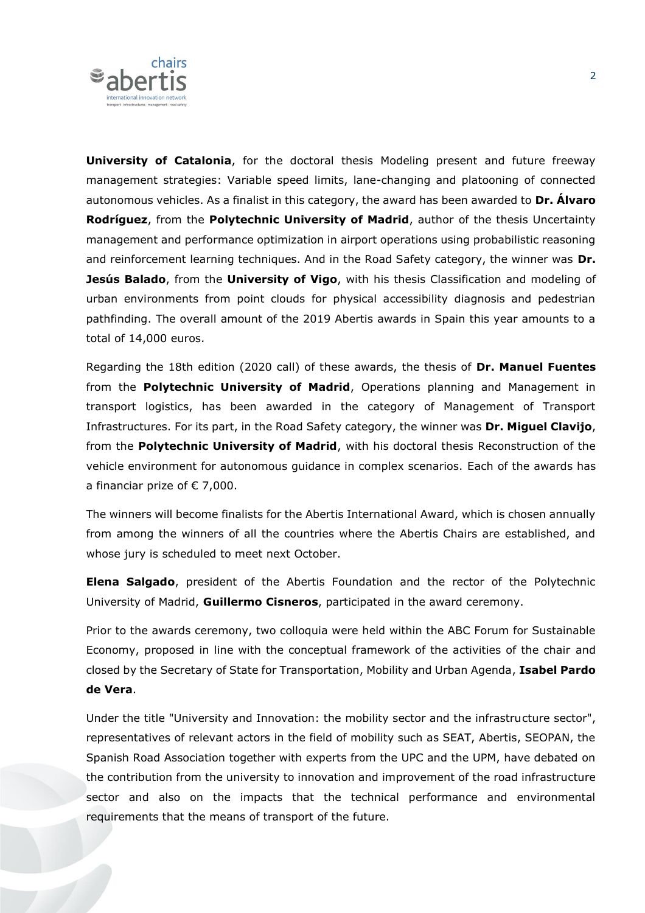**University of Catalonia**, for the doctoral thesis Modeling present and future freeway management strategies: Variable speed limits, lane-changing and platooning of connected autonomous vehicles. As a finalist in this category, the award has been awarded to **Dr. Álvaro Rodríguez**, from the **Polytechnic University of Madrid**, author of the thesis Uncertainty management and performance optimization in airport operations using probabilistic reasoning and reinforcement learning techniques. And in the Road Safety category, the winner was **Dr. Jesús Balado**, from the **University of Vigo**, with his thesis Classification and modeling of urban environments from point clouds for physical accessibility diagnosis and pedestrian pathfinding. The overall amount of the 2019 Abertis awards in Spain this year amounts to a total of 14,000 euros.

Regarding the 18th edition (2020 call) of these awards, the thesis of **Dr. Manuel Fuentes** from the **Polytechnic University of Madrid**, Operations planning and Management in transport logistics, has been awarded in the category of Management of Transport Infrastructures. For its part, in the Road Safety category, the winner was **Dr. Miguel Clavijo**, from the **Polytechnic University of Madrid**, with his doctoral thesis Reconstruction of the vehicle environment for autonomous guidance in complex scenarios. Each of the awards has a financiar prize of € 7,000.

The winners will become finalists for the Abertis International Award, which is chosen annually from among the winners of all the countries where the Abertis Chairs are established, and whose jury is scheduled to meet next October.

**Elena Salgado**, president of the Abertis Foundation and the rector of the Polytechnic University of Madrid, **Guillermo Cisneros**, participated in the award ceremony.

Prior to the awards ceremony, two colloquia were held within the ABC Forum for Sustainable Economy, proposed in line with the conceptual framework of the activities of the chair and closed by the Secretary of State for Transportation, Mobility and Urban Agenda, **Isabel Pardo de Vera**.

Under the title "University and Innovation: the mobility sector and the infrastructure sector", representatives of relevant actors in the field of mobility such as SEAT, Abertis, SEOPAN, the Spanish Road Association together with experts from the UPC and the UPM, have debated on the contribution from the university to innovation and improvement of the road infrastructure sector and also on the impacts that the technical performance and environmental requirements that the means of transport of the future.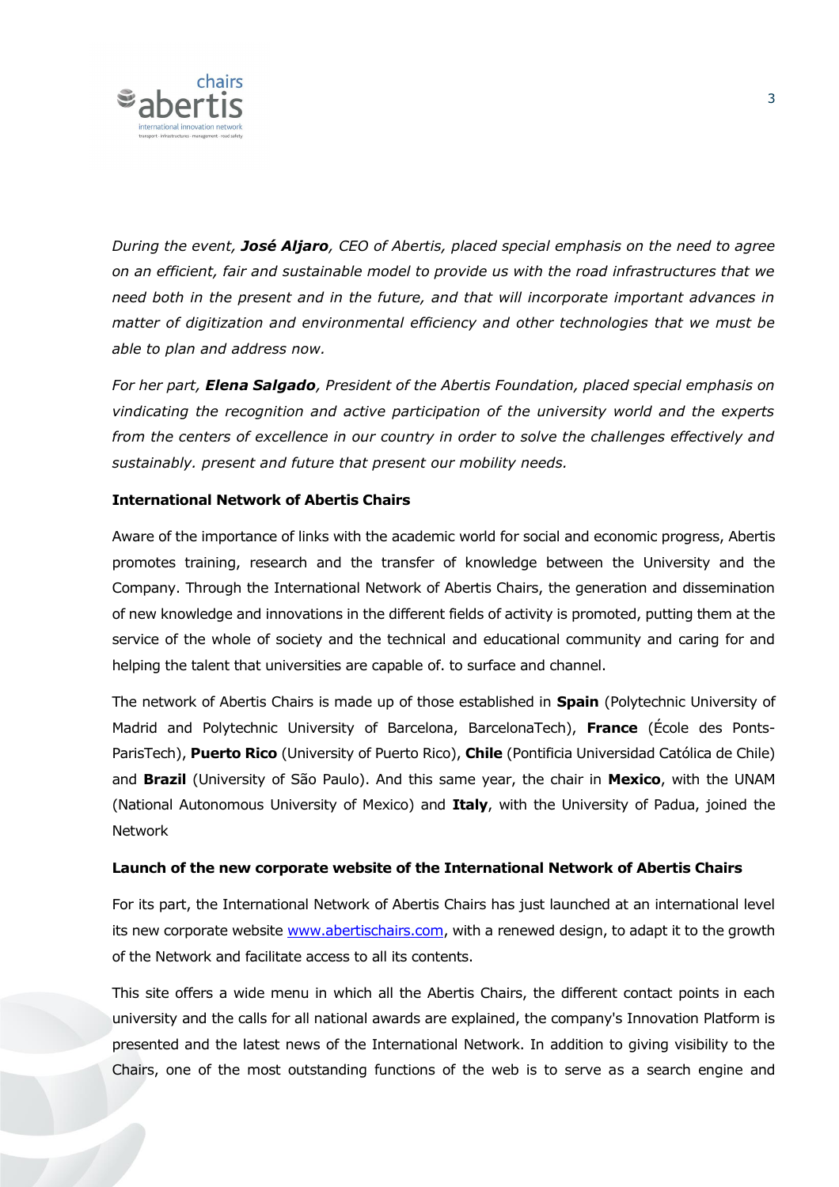*During the event, **José Aljaro**, CEO of Abertis, placed special emphasis on the need to agree on an efficient, fair and sustainable model to provide us with the road infrastructures that we need both in the present and in the future, and that will incorporate important advances in matter of digitization and environmental efficiency and other technologies that we must be able to plan and address now.*

*For her part, **Elena Salgado**, President of the Abertis Foundation, placed special emphasis on vindicating the recognition and active participation of the university world and the experts from the centers of excellence in our country in order to solve the challenges effectively and sustainably. present and future that present our mobility needs.*

**International Network of Abertis Chairs**

Aware of the importance of links with the academic world for social and economic progress, Abertis promotes training, research and the transfer of knowledge between the University and the Company. Through the International Network of Abertis Chairs, the generation and dissemination of new knowledge and innovations in the different fields of activity is promoted, putting them at the service of the whole of society and the technical and educational community and caring for and helping the talent that universities are capable of. to surface and channel.

The network of Abertis Chairs is made up of those established in **Spain** (Polytechnic University of Madrid and Polytechnic University of Barcelona, BarcelonaTech), **France** (École des Ponts-ParisTech), **Puerto Rico** (University of Puerto Rico), **Chile** (Pontificia Universidad Católica de Chile) and **Brazil** (University of São Paulo). And this same year, the chair in **Mexico**, with the UNAM (National Autonomous University of Mexico) and **Italy**, with the University of Padua, joined the Network

**Launch of the new corporate website of the International Network of Abertis Chairs**

For its part, the International Network of Abertis Chairs has just launched at an international level its new corporate website [www.abertischairs.com](http://www.abertischairs.com), with a renewed design, to adapt it to the growth of the Network and facilitate access to all its contents.

This site offers a wide menu in which all the Abertis Chairs, the different contact points in each university and the calls for all national awards are explained, the company's Innovation Platform is presented and the latest news of the International Network. In addition to giving visibility to the Chairs, one of the most outstanding functions of the web is to serve as a search engine and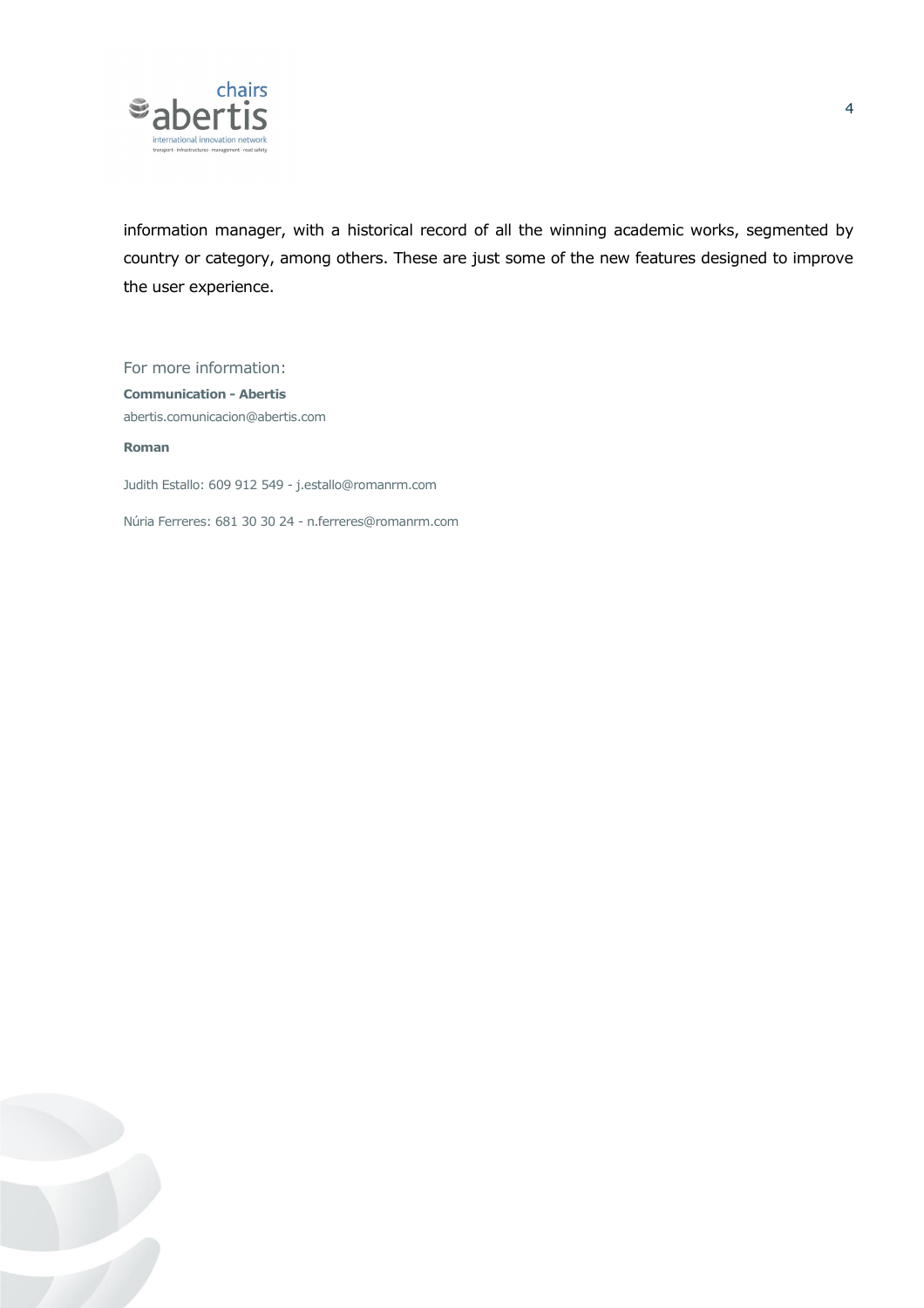information manager, with a historical record of all the winning academic works, segmented by country or category, among others. These are just some of the new features designed to improve the user experience.

For more information:

**Communication - Abertis**

abertis.comunicacion@abertis.com

**Roman**

Judith Estallo: 609 912 549 - j.estallo@romanrm.com

Núria Ferreres: 681 30 30 24 - n.ferreres@romanrm.com